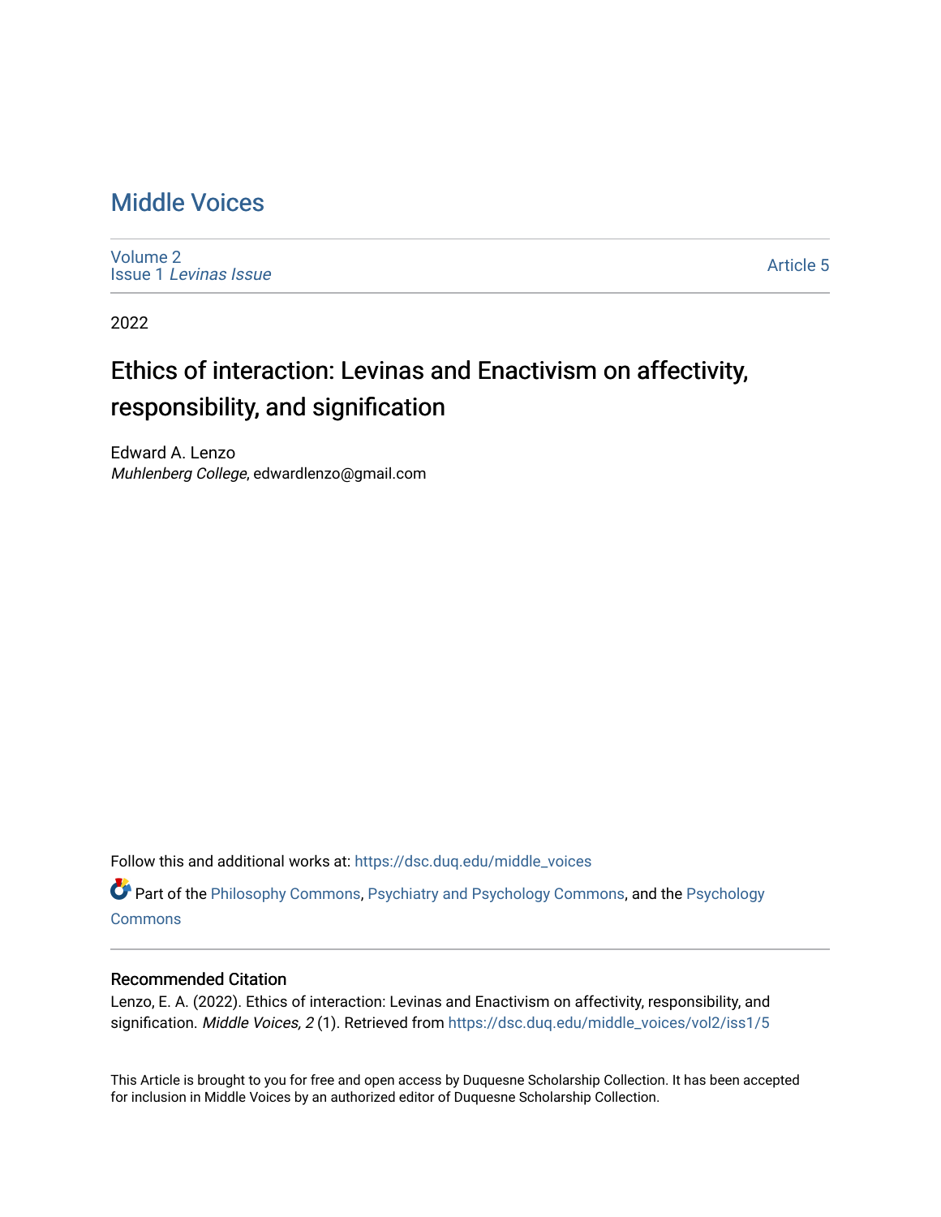# Middle Voices

Volume 2
Issue 1 *Levinas Issue*

Article 5

2022

## Ethics of interaction: Levinas and Enactivism on affectivity, responsibility, and signification

Edward A. Lenzo
*Muhlenberg College*, edwardlenzo@gmail.com

Follow this and additional works at: https://dsc.duq.edu/middle_voices

Part of the Philosophy Commons, Psychiatry and Psychology Commons, and the Psychology Commons

### Recommended Citation

Lenzo, E. A. (2022). Ethics of interaction: Levinas and Enactivism on affectivity, responsibility, and signification. *Middle Voices, 2* (1). Retrieved from https://dsc.duq.edu/middle_voices/vol2/iss1/5

This Article is brought to you for free and open access by Duquesne Scholarship Collection. It has been accepted for inclusion in Middle Voices by an authorized editor of Duquesne Scholarship Collection.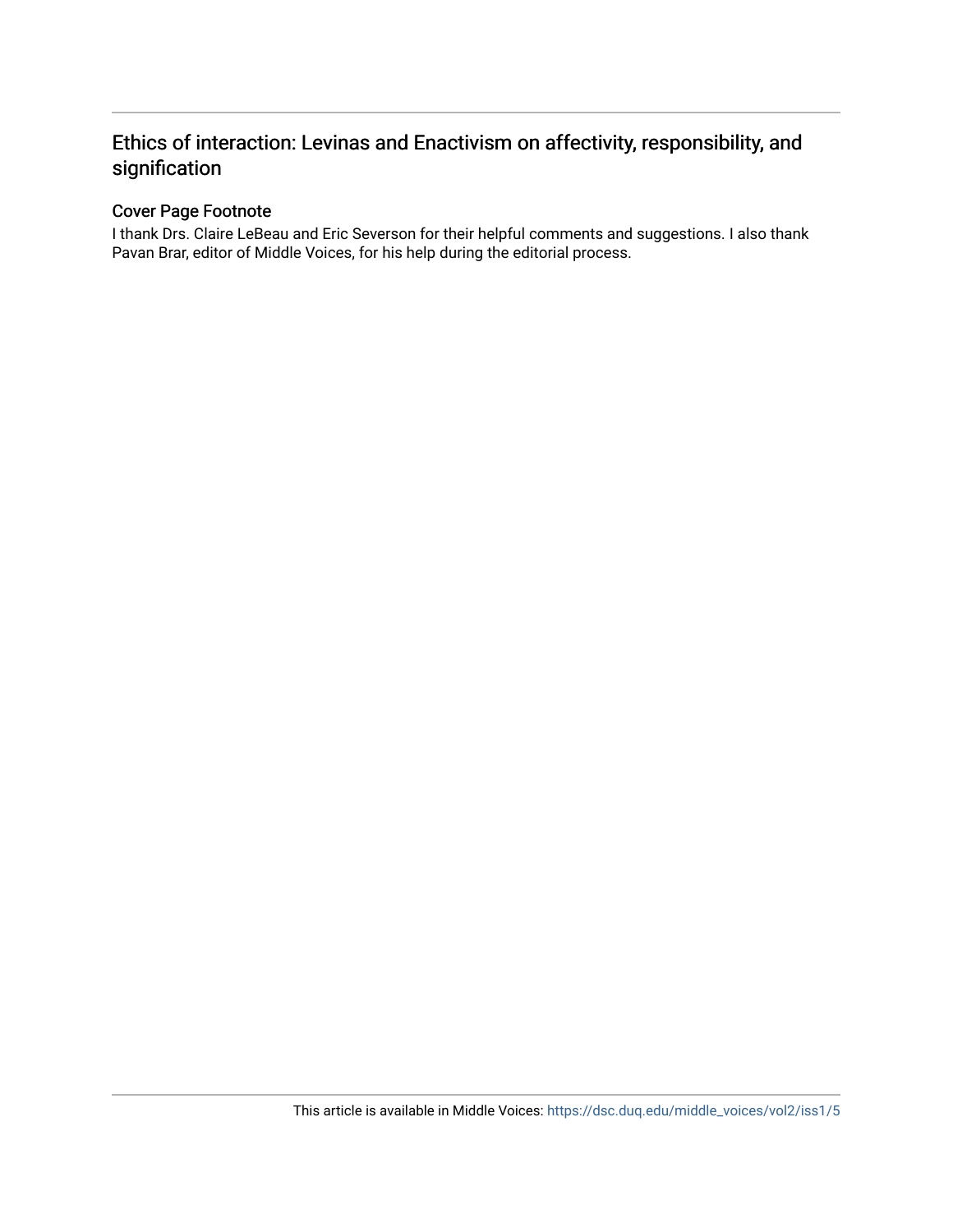## Ethics of interaction: Levinas and Enactivism on affectivity, responsibility, and signification

### Cover Page Footnote

I thank Drs. Claire LeBeau and Eric Severson for their helpful comments and suggestions. I also thank Pavan Brar, editor of Middle Voices, for his help during the editorial process.

This article is available in Middle Voices: https://dsc.duq.edu/middle_voices/vol2/iss1/5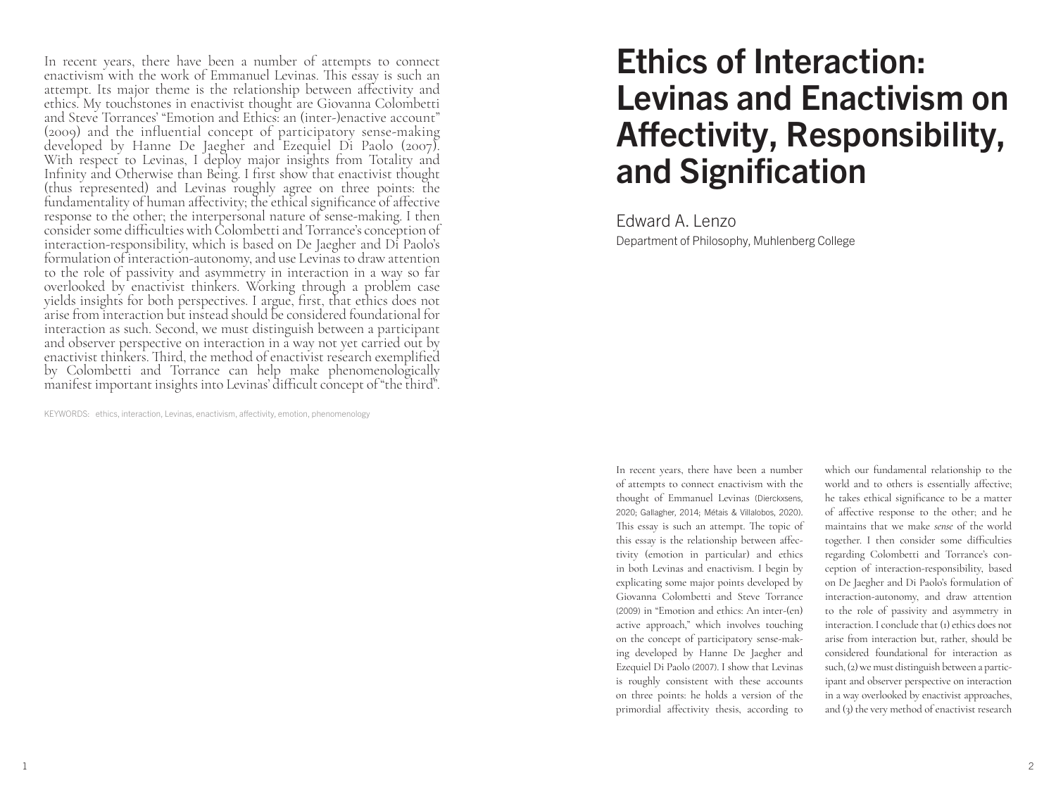In recent years, there have been a number of attempts to connect enactivism with the work of Emmanuel Levinas. This essay is such an attempt. Its major theme is the relationship between affectivity and ethics. My touchstones in enactivist thought are Giovanna Colombetti and Steve Torrances' "Emotion and Ethics: an (inter-)enactive account" (2009) and the influential concept of participatory sense-making developed by Hanne De Jaegher and Ezequiel Di Paolo (2007). With respect to Levinas, I deploy major insights from Totality and Infinity and Otherwise than Being. I first show that enactivist thought (thus represented) and Levinas roughly agree on three points: the fundamentality of human affectivity; the ethical significance of affective response to the other; the interpersonal nature of sense-making. I then consider some difficulties with Colombetti and Torrance's conception of interaction-responsibility, which is based on De Jaegher and Di Paolo's formulation of interaction-autonomy, and use Levinas to draw attention to the role of passivity and asymmetry in interaction in a way so far overlooked by enactivist thinkers. Working through a problem case yields insights for both perspectives. I argue, first, that ethics does not arise from interaction but instead should be considered foundational for interaction as such. Second, we must distinguish between a participant and observer perspective on interaction in a way not yet carried out by enactivist thinkers. Third, the method of enactivist research exemplified by Colombetti and Torrance can help make phenomenologically manifest important insights into Levinas' difficult concept of "the third".

KEYWORDS: ethics, interaction, Levinas, enactivism, affectivity, emotion, phenomenology

# Ethics of Interaction: Levinas and Enactivism on Affectivity, Responsibility, and Signification

Edward A. Lenzo

Department of Philosophy, Muhlenberg College

In recent years, there have been a number of attempts to connect enactivism with the thought of Emmanuel Levinas (Dierckxsens, 2020; Gallagher, 2014; Métais & Villalobos, 2020). This essay is such an attempt. The topic of this essay is the relationship between affectivity (emotion in particular) and ethics in both Levinas and enactivism. I begin by explicating some major points developed by Giovanna Colombetti and Steve Torrance (2009) in "Emotion and ethics: An inter-(en) active approach," which involves touching on the concept of participatory sense-making developed by Hanne De Jaegher and Ezequiel Di Paolo (2007). I show that Levinas is roughly consistent with these accounts on three points: he holds a version of the primordial affectivity thesis, according to which our fundamental relationship to the world and to others is essentially affective; he takes ethical significance to be a matter of affective response to the other; and he maintains that we make *sense* of the world together. I then consider some difficulties regarding Colombetti and Torrance's conception of interaction-responsibility, based on De Jaegher and Di Paolo's formulation of interaction-autonomy, and draw attention to the role of passivity and asymmetry in interaction. I conclude that (1) ethics does not arise from interaction but, rather, should be considered foundational for interaction as such, (2) we must distinguish between a participant and observer perspective on interaction in a way overlooked by enactivist approaches, and (3) the very method of enactivist research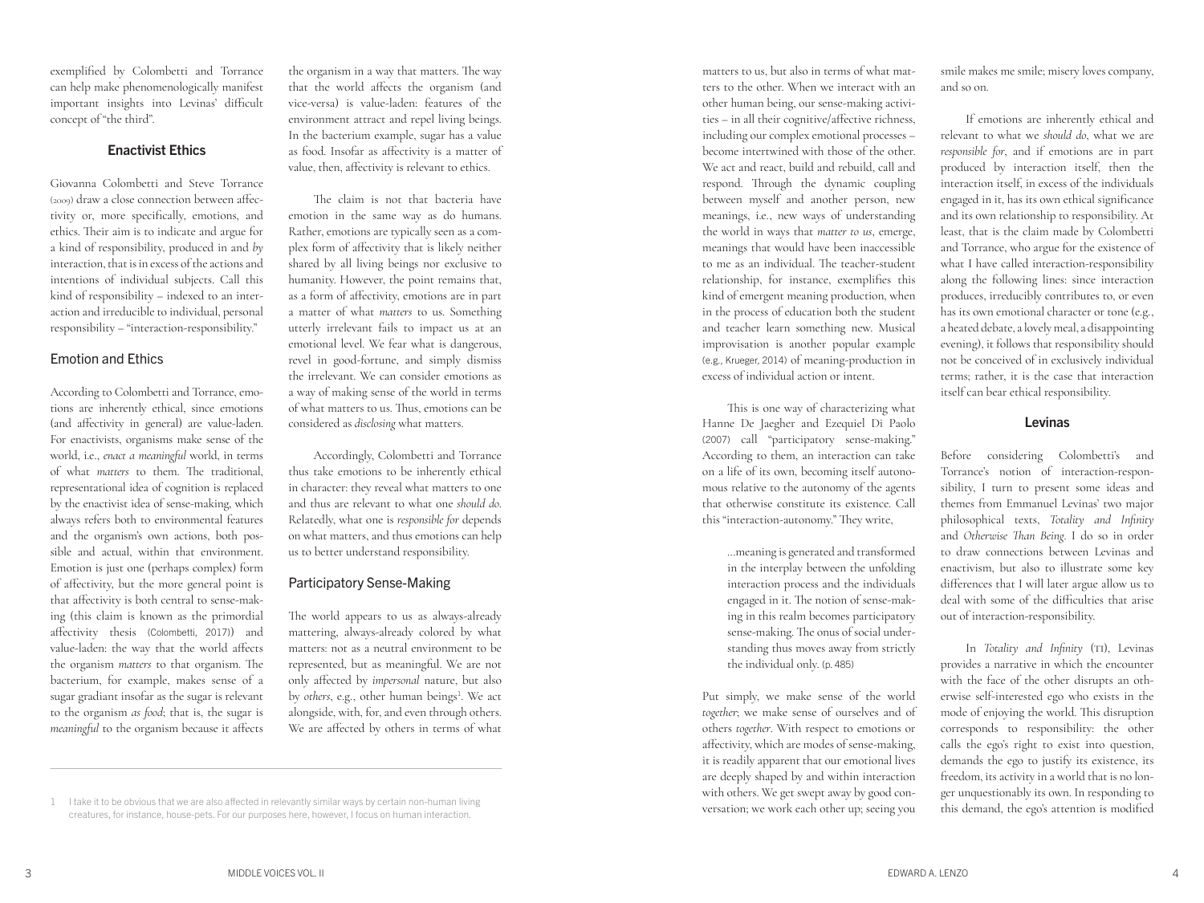exemplified by Colombetti and Torrance can help make phenomenologically manifest important insights into Levinas' difficult concept of "the third".

## Enactivist Ethics

Giovanna Colombetti and Steve Torrance (2009) draw a close connection between affectivity or, more specifically, emotions, and ethics. Their aim is to indicate and argue for a kind of responsibility, produced in and *by* interaction, that is in excess of the actions and intentions of individual subjects. Call this kind of responsibility – indexed to an interaction and irreducible to individual, personal responsibility – "interaction-responsibility."

### Emotion and Ethics

According to Colombetti and Torrance, emotions are inherently ethical, since emotions (and affectivity in general) are value-laden. For enactivists, organisms make sense of the world, i.e., *enact a meaningful* world, in terms of what *matters* to them. The traditional, representational idea of cognition is replaced by the enactivist idea of sense-making, which always refers both to environmental features and the organism's own actions, both possible and actual, within that environment. Emotion is just one (perhaps complex) form of affectivity, but the more general point is that affectivity is both central to sense-making (this claim is known as the primordial affectivity thesis (Colombetti, 2017)) and value-laden: the way that the world affects the organism *matters* to that organism. The bacterium, for example, makes sense of a sugar gradiant insofar as the sugar is relevant to the organism *as food*; that is, the sugar is *meaningful* to the organism because it affects the organism in a way that matters. The way that the world affects the organism (and vice-versa) is value-laden: features of the environment attract and repel living beings. In the bacterium example, sugar has a value as food. Insofar as affectivity is a matter of value, then, affectivity is relevant to ethics.

The claim is not that bacteria have emotion in the same way as do humans. Rather, emotions are typically seen as a complex form of affectivity that is likely neither shared by all living beings nor exclusive to humanity. However, the point remains that, as a form of affectivity, emotions are in part a matter of what *matters* to us. Something utterly irrelevant fails to impact us at an emotional level. We fear what is dangerous, revel in good-fortune, and simply dismiss the irrelevant. We can consider emotions as a way of making sense of the world in terms of what matters to us. Thus, emotions can be considered as *disclosing* what matters.

Accordingly, Colombetti and Torrance thus take emotions to be inherently ethical in character: they reveal what matters to one and thus are relevant to what one *should do*. Relatedly, what one is *responsible for* depends on what matters, and thus emotions can help us to better understand responsibility.

### Participatory Sense-Making

The world appears to us as always-already mattering, always-already colored by what matters: not as a neutral environment to be represented, but as meaningful. We are not only affected by *impersonal* nature, but also by *others*, e.g., other human beings[1]. We act alongside, with, for, and even through others. We are affected by others in terms of what matters to us, but also in terms of what matters to the other. When we interact with an other human being, our sense-making activities – in all their cognitive/affective richness, including our complex emotional processes – become intertwined with those of the other. We act and react, build and rebuild, call and respond. Through the dynamic coupling between myself and another person, new meanings, i.e., new ways of understanding the world in ways that *matter to us*, emerge, meanings that would have been inaccessible to me as an individual. The teacher-student relationship, for instance, exemplifies this kind of emergent meaning production, when in the process of education both the student and teacher learn something new. Musical improvisation is another popular example (e.g., Krueger, 2014) of meaning-production in excess of individual action or intent.

This is one way of characterizing what Hanne De Jaegher and Ezequiel Di Paolo (2007) call "participatory sense-making." According to them, an interaction can take on a life of its own, becoming itself autonomous relative to the autonomy of the agents that otherwise constitute its existence. Call this "interaction-autonomy." They write,

> ...meaning is generated and transformed in the interplay between the unfolding interaction process and the individuals engaged in it. The notion of sense-making in this realm becomes participatory sense-making. The onus of social understanding thus moves away from strictly the individual only. (p. 485)

Put simply, we make sense of the world *together*; we make sense of ourselves and of others *together*. With respect to emotions or affectivity, which are modes of sense-making, it is readily apparent that our emotional lives are deeply shaped by and within interaction with others. We get swept away by good conversation; we work each other up; seeing you smile makes me smile; misery loves company, and so on.

If emotions are inherently ethical and relevant to what we *should do*, what we are *responsible for*, and if emotions are in part produced by interaction itself, then the interaction itself, in excess of the individuals engaged in it, has its own ethical significance and its own relationship to responsibility. At least, that is the claim made by Colombetti and Torrance, who argue for the existence of what I have called interaction-responsibility along the following lines: since interaction produces, irreducibly contributes to, or even has its own emotional character or tone (e.g., a heated debate, a lovely meal, a disappointing evening), it follows that responsibility should not be conceived of in exclusively individual terms; rather, it is the case that interaction itself can bear ethical responsibility.

## Levinas

Before considering Colombetti's and Torrance's notion of interaction-responsibility, I turn to present some ideas and themes from Emmanuel Levinas' two major philosophical texts, *Totality and Infinity* and *Otherwise Than Being*. I do so in order to draw connections between Levinas and enactivism, but also to illustrate some key differences that I will later argue allow us to deal with some of the difficulties that arise out of interaction-responsibility.

In *Totality and Infinity* (TI), Levinas provides a narrative in which the encounter with the face of the other disrupts an otherwise self-interested ego who exists in the mode of enjoying the world. This disruption corresponds to responsibility: the other calls the ego's right to exist into question, demands the ego to justify its existence, its freedom, its activity in a world that is no longer unquestionably its own. In responding to this demand, the ego's attention is modified

---

1 I take it to be obvious that we are also affected in relevantly similar ways by certain non-human living creatures, for instance, house-pets. For our purposes here, however, I focus on human interaction.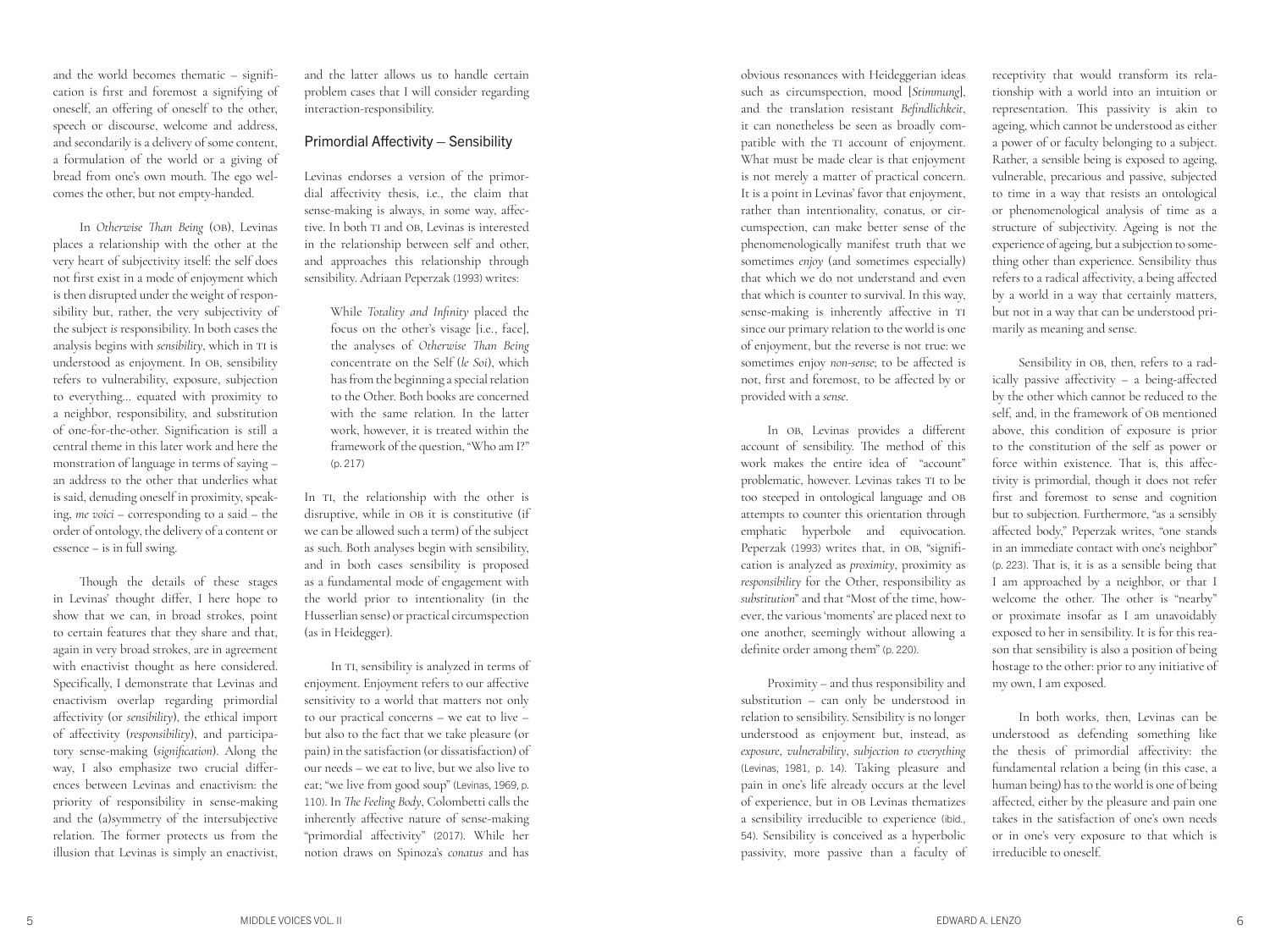and the world becomes thematic – signification is first and foremost a signifying of oneself, an offering of oneself to the other, speech or discourse, welcome and address, and secondarily is a delivery of some content, a formulation of the world or a giving of bread from one's own mouth. The ego welcomes the other, but not empty-handed.

In *Otherwise Than Being* (OB), Levinas places a relationship with the other at the very heart of subjectivity itself: the self does not first exist in a mode of enjoyment which is then disrupted under the weight of responsibility but, rather, the very subjectivity of the subject *is* responsibility. In both cases the analysis begins with *sensibility*, which in TI is understood as enjoyment. In OB, sensibility refers to vulnerability, exposure, subjection to everything... equated with proximity to a neighbor, responsibility, and substitution of one-for-the-other. Signification is still a central theme in this later work and here the monstration of language in terms of saying – an address to the other that underlies what is said, denuding oneself in proximity, speaking, *me voici* – corresponding to a said – the order of ontology, the delivery of a content or essence – is in full swing.

Though the details of these stages in Levinas' thought differ, I here hope to show that we can, in broad strokes, point to certain features that they share and that, again in very broad strokes, are in agreement with enactivist thought as here considered. Specifically, I demonstrate that Levinas and enactivism overlap regarding primordial affectivity (or *sensibility*), the ethical import of affectivity (*responsibility*), and participatory sense-making (*signification*). Along the way, I also emphasize two crucial differences between Levinas and enactivism: the priority of responsibility in sense-making and the (a)symmetry of the intersubjective relation. The former protects us from the illusion that Levinas is simply an enactivist, and the latter allows us to handle certain problem cases that I will consider regarding interaction-responsibility.

## Primordial Affectivity – Sensibility

Levinas endorses a version of the primordial affectivity thesis, i.e., the claim that sense-making is always, in some way, affective. In both TI and OB, Levinas is interested in the relationship between self and other, and approaches this relationship through sensibility. Adriaan Peperzak (1993) writes:

> While *Totality and Infinity* placed the focus on the other's visage [i.e., face], the analyses of *Otherwise Than Being* concentrate on the Self (*le Soi*), which has from the beginning a special relation to the Other. Both books are concerned with the same relation. In the latter work, however, it is treated within the framework of the question, "Who am I?" (p. 217)

In TI, the relationship with the other is disruptive, while in OB it is constitutive (if we can be allowed such a term) of the subject as such. Both analyses begin with sensibility, and in both cases sensibility is proposed as a fundamental mode of engagement with the world prior to intentionality (in the Husserlian sense) or practical circumspection (as in Heidegger).

In TI, sensibility is analyzed in terms of enjoyment. Enjoyment refers to our affective sensitivity to a world that matters not only to our practical concerns – we eat to live – but also to the fact that we take pleasure (or pain) in the satisfaction (or dissatisfaction) of our needs – we eat to live, but we also live to eat; "we live from good soup" (Levinas, 1969, p. 110). In *The Feeling Body*, Colombetti calls the inherently affective nature of sense-making "primordial affectivity" (2017). While her notion draws on Spinoza's *conatus* and has obvious resonances with Heideggerian ideas such as circumspection, mood [*Stimmung*], and the translation resistant *Befindlichkeit*, it can nonetheless be seen as broadly compatible with the TI account of enjoyment. What must be made clear is that enjoyment is not merely a matter of practical concern. It is a point in Levinas' favor that enjoyment, rather than intentionality, conatus, or circumspection, can make better sense of the phenomenologically manifest truth that we sometimes *enjoy* (and sometimes especially) that which we do not understand and even that which is counter to survival. In this way, sense-making is inherently affective in TI since our primary relation to the world is one of enjoyment, but the reverse is not true: we sometimes enjoy *non-sense*; to be affected is not, first and foremost, to be affected by or provided with a *sense*.

In OB, Levinas provides a different account of sensibility. The method of this work makes the entire idea of "account" problematic, however. Levinas takes TI to be too steeped in ontological language and OB attempts to counter this orientation through emphatic hyperbole and equivocation. Peperzak (1993) writes that, in OB, "signification is analyzed as *proximity*, proximity as *responsibility* for the Other, responsibility as *substitution*" and that "Most of the time, however, the various 'moments' are placed next to one another, seemingly without allowing a definite order among them" (p. 220).

Proximity – and thus responsibility and substitution – can only be understood in relation to sensibility. Sensibility is no longer understood as enjoyment but, instead, as *exposure*, *vulnerability*, *subjection to everything* (Levinas, 1981, p. 14). Taking pleasure and pain in one's life already occurs at the level of experience, but in OB Levinas thematizes a sensibility irreducible to experience (ibid., 54). Sensibility is conceived as a hyperbolic passivity, more passive than a faculty of receptivity that would transform its relationship with a world into an intuition or representation. This passivity is akin to ageing, which cannot be understood as either a power of or faculty belonging to a subject. Rather, a sensible being is exposed to ageing, vulnerable, precarious and passive, subjected to time in a way that resists an ontological or phenomenological analysis of time as a structure of subjectivity. Ageing is not the experience of ageing, but a subjection to something other than experience. Sensibility thus refers to a radical affectivity, a being affected by a world in a way that certainly matters, but not in a way that can be understood primarily as meaning and sense.

Sensibility in OB, then, refers to a radically passive affectivity – a being-affected by the other which cannot be reduced to the self, and, in the framework of OB mentioned above, this condition of exposure is prior to the constitution of the self as power or force within existence. That is, this affectivity is primordial, though it does not refer first and foremost to sense and cognition but to subjection. Furthermore, "as a sensibly affected body," Peperzak writes, "one stands in an immediate contact with one's neighbor" (p. 223). That is, it is as a sensible being that I am approached by a neighbor, or that I welcome the other. The other is "nearby" or proximate insofar as I am unavoidably exposed to her in sensibility. It is for this reason that sensibility is also a position of being hostage to the other: prior to any initiative of my own, I am exposed.

In both works, then, Levinas can be understood as defending something like the thesis of primordial affectivity: the fundamental relation a being (in this case, a human being) has to the world is one of being affected, either by the pleasure and pain one takes in the satisfaction of one's own needs or in one's very exposure to that which is irreducible to oneself.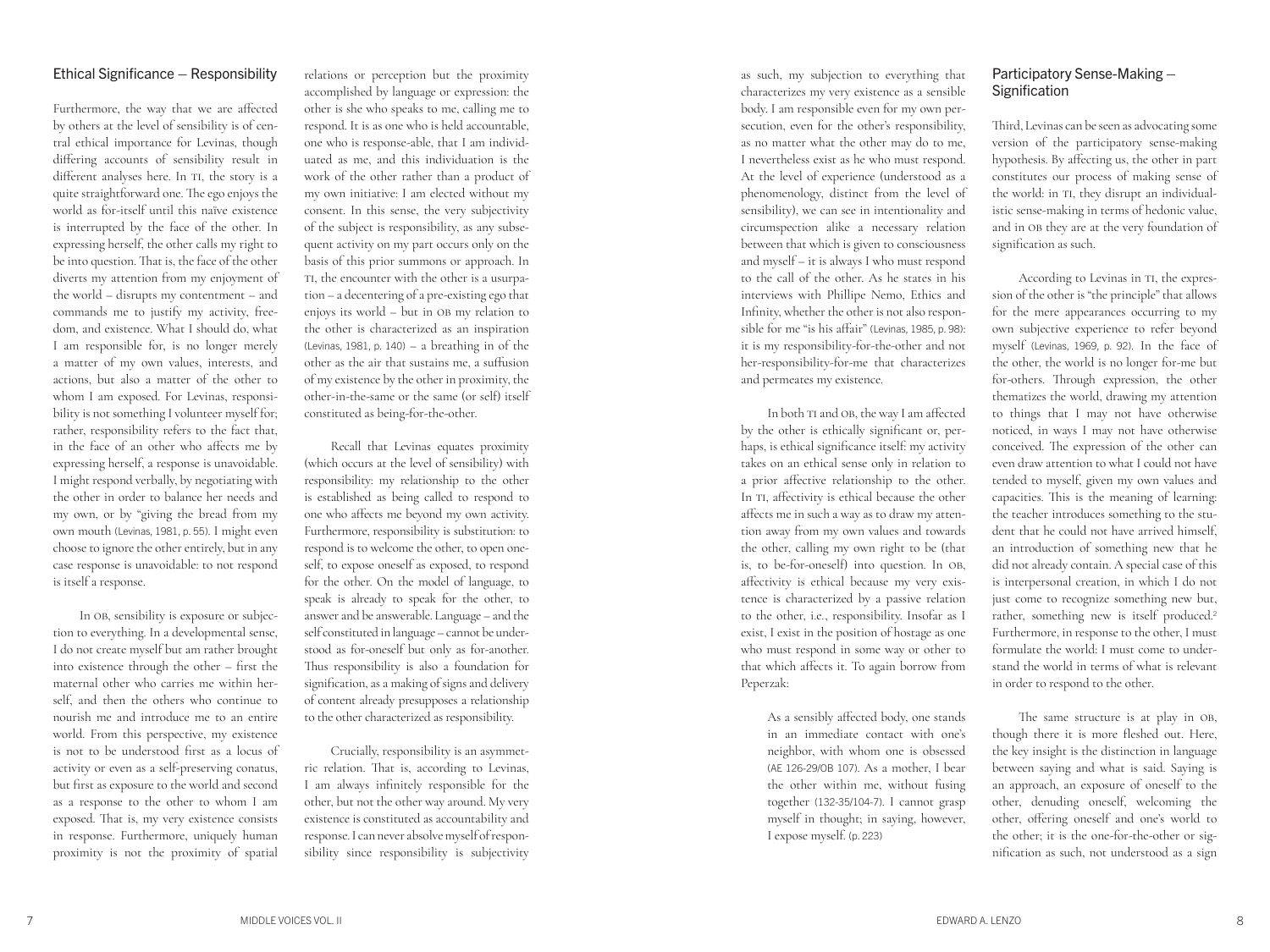## Ethical Significance — Responsibility

Furthermore, the way that we are affected by others at the level of sensibility is of central ethical importance for Levinas, though differing accounts of sensibility result in different analyses here. In TI, the story is a quite straightforward one. The ego enjoys the world as for-itself until this naïve existence is interrupted by the face of the other. In expressing herself, the other calls my right to be into question. That is, the face of the other diverts my attention from my enjoyment of the world – disrupts my contentment – and commands me to justify my activity, freedom, and existence. What I should do, what I am responsible for, is no longer merely a matter of my own values, interests, and actions, but also a matter of the other to whom I am exposed. For Levinas, responsibility is not something I volunteer myself for; rather, responsibility refers to the fact that, in the face of an other who affects me by expressing herself, a response is unavoidable. I might respond verbally, by negotiating with the other in order to balance her needs and my own, or by "giving the bread from my own mouth (Levinas, 1981, p. 55). I might even choose to ignore the other entirely, but in any case response is unavoidable: to not respond is itself a response.

In OB, sensibility is exposure or subjection to everything. In a developmental sense, I do not create myself but am rather brought into existence through the other – first the maternal other who carries me within herself, and then the others who continue to nourish me and introduce me to an entire world. From this perspective, my existence is not to be understood first as a locus of activity or even as a self-preserving conatus, but first as exposure to the world and second as a response to the other to whom I am exposed. That is, my very existence consists in response. Furthermore, uniquely human proximity is not the proximity of spatial relations or perception but the proximity accomplished by language or expression: the other is she who speaks to me, calling me to respond. It is as one who is held accountable, one who is response-able, that I am individuated as me, and this individuation is the work of the other rather than a product of my own initiative: I am elected without my consent. In this sense, the very subjectivity of the subject is responsibility, as any subsequent activity on my part occurs only on the basis of this prior summons or approach. In TI, the encounter with the other is a usurpation – a decentering of a pre-existing ego that enjoys its world – but in OB my relation to the other is characterized as an inspiration (Levinas, 1981, p. 140) – a breathing in of the other as the air that sustains me, a suffusion of my existence by the other in proximity, the other-in-the-same or the same (or self) itself constituted as being-for-the-other.

Recall that Levinas equates proximity (which occurs at the level of sensibility) with responsibility: my relationship to the other is established as being called to respond to one who affects me beyond my own activity. Furthermore, responsibility is substitution: to respond is to welcome the other, to open oneself, to expose oneself as exposed, to respond for the other. On the model of language, to speak is already to speak for the other, to answer and be answerable. Language – and the self constituted in language – cannot be understood as for-oneself but only as for-another. Thus responsibility is also a foundation for signification, as a making of signs and delivery of content already presupposes a relationship to the other characterized as responsibility.

Crucially, responsibility is an asymmetric relation. That is, according to Levinas, I am always infinitely responsible for the other, but not the other way around. My very existence is constituted as accountability and response. I can never absolve myself of responsibility since responsibility is subjectivity as such, my subjection to everything that characterizes my very existence as a sensible body. I am responsible even for my own persecution, even for the other's responsibility, as no matter what the other may do to me, I nevertheless exist as he who must respond. At the level of experience (understood as a phenomenology, distinct from the level of sensibility), we can see in intentionality and circumspection alike a necessary relation between that which is given to consciousness and myself – it is always I who must respond to the call of the other. As he states in his interviews with Phillipe Nemo, Ethics and Infinity, whether the other is not also responsible for me "is his affair" (Levinas, 1985, p. 98): it is my responsibility-for-the-other and not her-responsibility-for-me that characterizes and permeates my existence.

In both TI and OB, the way I am affected by the other is ethically significant or, perhaps, is ethical significance itself: my activity takes on an ethical sense only in relation to a prior affective relationship to the other. In TI, affectivity is ethical because the other affects me in such a way as to draw my attention away from my own values and towards the other, calling my own right to be (that is, to be-for-oneself) into question. In OB, affectivity is ethical because my very existence is characterized by a passive relation to the other, i.e., responsibility. Insofar as I exist, I exist in the position of hostage as one who must respond in some way or other to that which affects it. To again borrow from Peperzak:

> As a sensibly affected body, one stands in an immediate contact with one's neighbor, with whom one is obsessed (AE 126-29/OB 107). As a mother, I bear the other within me, without fusing together (132-35/104-7). I cannot grasp myself in thought; in saying, however, I expose myself. (p. 223)

## Participatory Sense-Making — Signification

Third, Levinas can be seen as advocating some version of the participatory sense-making hypothesis. By affecting us, the other in part constitutes our process of making sense of the world: in TI, they disrupt an individualistic sense-making in terms of hedonic value, and in OB they are at the very foundation of signification as such.

According to Levinas in TI, the expression of the other is "the principle" that allows for the mere appearances occurring to my own subjective experience to refer beyond myself (Levinas, 1969, p. 92). In the face of the other, the world is no longer for-me but for-others. Through expression, the other thematizes the world, drawing my attention to things that I may not have otherwise noticed, in ways I may not have otherwise conceived. The expression of the other can even draw attention to what I could not have tended to myself, given my own values and capacities. This is the meaning of learning: the teacher introduces something to the student that he could not have arrived himself, an introduction of something new that he did not already contain. A special case of this is interpersonal creation, in which I do not just come to recognize something new but, rather, something new is itself produced.[2] Furthermore, in response to the other, I must formulate the world: I must come to understand the world in terms of what is relevant in order to respond to the other.

The same structure is at play in OB, though there it is more fleshed out. Here, the key insight is the distinction in language between saying and what is said. Saying is an approach, an exposure of oneself to the other, denuding oneself, welcoming the other, offering oneself and one's world to the other; it is the one-for-the-other or signification as such, not understood as a sign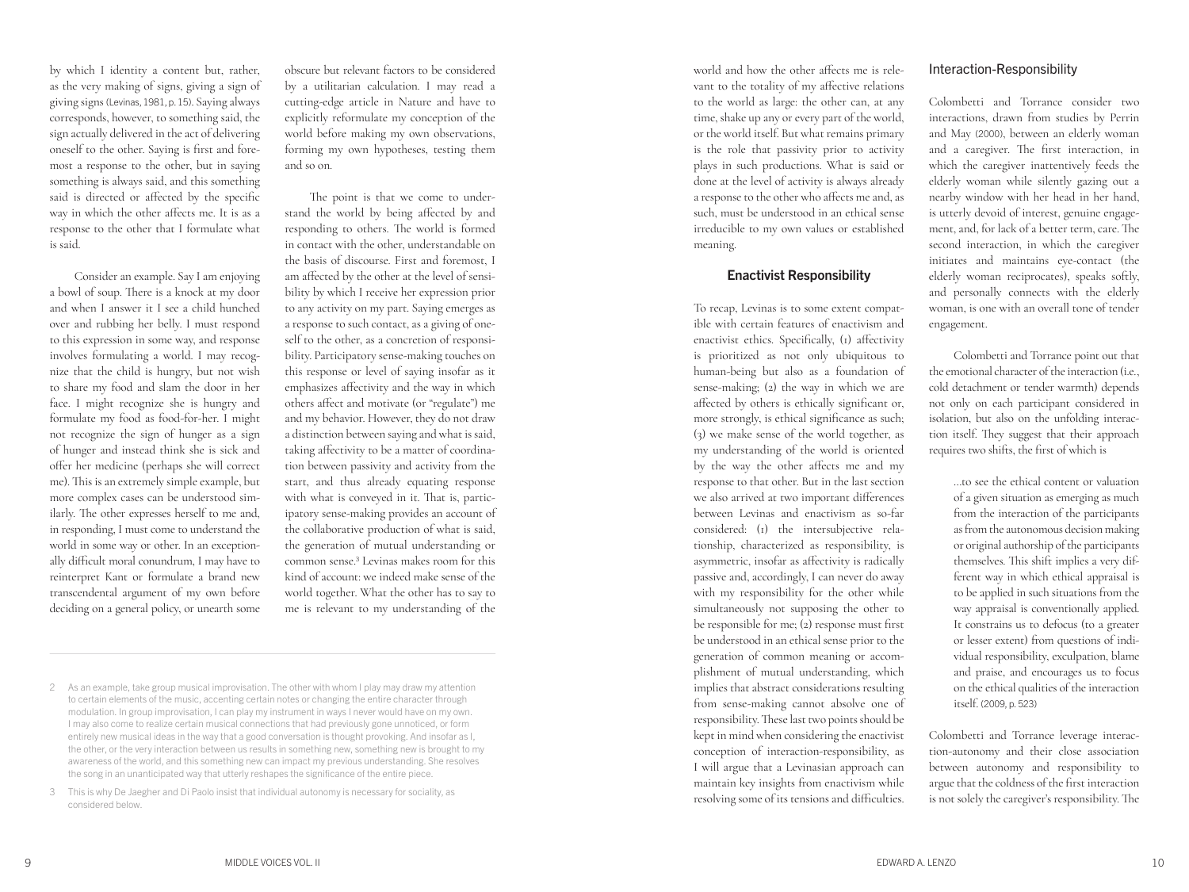by which I identity a content but, rather, as the very making of signs, giving a sign of giving signs (Levinas, 1981, p. 15). Saying always corresponds, however, to something said, the sign actually delivered in the act of delivering oneself to the other. Saying is first and foremost a response to the other, but in saying something is always said, and this something said is directed or affected by the specific way in which the other affects me. It is as a response to the other that I formulate what is said.

Consider an example. Say I am enjoying a bowl of soup. There is a knock at my door and when I answer it I see a child hunched over and rubbing her belly. I must respond to this expression in some way, and response involves formulating a world. I may recognize that the child is hungry, but not wish to share my food and slam the door in her face. I might recognize she is hungry and formulate my food as food-for-her. I might not recognize the sign of hunger as a sign of hunger and instead think she is sick and offer her medicine (perhaps she will correct me). This is an extremely simple example, but more complex cases can be understood similarly. The other expresses herself to me and, in responding, I must come to understand the world in some way or other. In an exceptionally difficult moral conundrum, I may have to reinterpret Kant or formulate a brand new transcendental argument of my own before deciding on a general policy, or unearth some obscure but relevant factors to be considered by a utilitarian calculation. I may read a cutting-edge article in Nature and have to explicitly reformulate my conception of the world before making my own observations, forming my own hypotheses, testing them and so on.

The point is that we come to understand the world by being affected by and responding to others. The world is formed in contact with the other, understandable on the basis of discourse. First and foremost, I am affected by the other at the level of sensibility by which I receive her expression prior to any activity on my part. Saying emerges as a response to such contact, as a giving of oneself to the other, as a concretion of responsibility. Participatory sense-making touches on this response or level of saying insofar as it emphasizes affectivity and the way in which others affect and motivate (or "regulate") me and my behavior. However, they do not draw a distinction between saying and what is said, taking affectivity to be a matter of coordination between passivity and activity from the start, and thus already equating response with what is conveyed in it. That is, participatory sense-making provides an account of the collaborative production of what is said, the generation of mutual understanding or common sense.[3] Levinas makes room for this kind of account: we indeed make sense of the world together. What the other has to say to me is relevant to my understanding of the world and how the other affects me is relevant to the totality of my affective relations to the world as large: the other can, at any time, shake up any or every part of the world, or the world itself. But what remains primary is the role that passivity prior to activity plays in such productions. What is said or done at the level of activity is always already a response to the other who affects me and, as such, must be understood in an ethical sense irreducible to my own values or established meaning.

2 As an example, take group musical improvisation. The other with whom I play may draw my attention to certain elements of the music, accenting certain notes or changing the entire character through modulation. In group improvisation, I can play my instrument in ways I never would have on my own. I may also come to realize certain musical connections that had previously gone unnoticed, or form entirely new musical ideas in the way that a good conversation is thought provoking. And insofar as I, the other, or the very interaction between us results in something new, something new is brought to my awareness of the world, and this something new can impact my previous understanding. She resolves the song in an unanticipated way that utterly reshapes the significance of the entire piece.

3 This is why De Jaegher and Di Paolo insist that individual autonomy is necessary for sociality, as considered below.

## Enactivist Responsibility

To recap, Levinas is to some extent compatible with certain features of enactivism and enactivist ethics. Specifically, (1) affectivity is prioritized as not only ubiquitous to human-being but also as a foundation of sense-making; (2) the way in which we are affected by others is ethically significant or, more strongly, is ethical significance as such; (3) we make sense of the world together, as my understanding of the world is oriented by the way the other affects me and my response to that other. But in the last section we also arrived at two important differences between Levinas and enactivism as so-far considered: (1) the intersubjective relationship, characterized as responsibility, is asymmetric, insofar as affectivity is radically passive and, accordingly, I can never do away with my responsibility for the other while simultaneously not supposing the other to be responsible for me; (2) response must first be understood in an ethical sense prior to the generation of common meaning or accomplishment of mutual understanding, which implies that abstract considerations resulting from sense-making cannot absolve one of responsibility. These last two points should be kept in mind when considering the enactivist conception of interaction-responsibility, as I will argue that a Levinasian approach can maintain key insights from enactivism while resolving some of its tensions and difficulties.

### Interaction-Responsibility

Colombetti and Torrance consider two interactions, drawn from studies by Perrin and May (2000), between an elderly woman and a caregiver. The first interaction, in which the caregiver inattentively feeds the elderly woman while silently gazing out a nearby window with her head in her hand, is utterly devoid of interest, genuine engagement, and, for lack of a better term, care. The second interaction, in which the caregiver initiates and maintains eye-contact (the elderly woman reciprocates), speaks softly, and personally connects with the elderly woman, is one with an overall tone of tender engagement.

Colombetti and Torrance point out that the emotional character of the interaction (i.e., cold detachment or tender warmth) depends not only on each participant considered in isolation, but also on the unfolding interaction itself. They suggest that their approach requires two shifts, the first of which is

> ...to see the ethical content or valuation of a given situation as emerging as much from the interaction of the participants as from the autonomous decision making or original authorship of the participants themselves. This shift implies a very different way in which ethical appraisal is to be applied in such situations from the way appraisal is conventionally applied. It constrains us to defocus (to a greater or lesser extent) from questions of individual responsibility, exculpation, blame and praise, and encourages us to focus on the ethical qualities of the interaction itself. (2009, p. 523)

Colombetti and Torrance leverage interaction-autonomy and their close association between autonomy and responsibility to argue that the coldness of the first interaction is not solely the caregiver's responsibility. The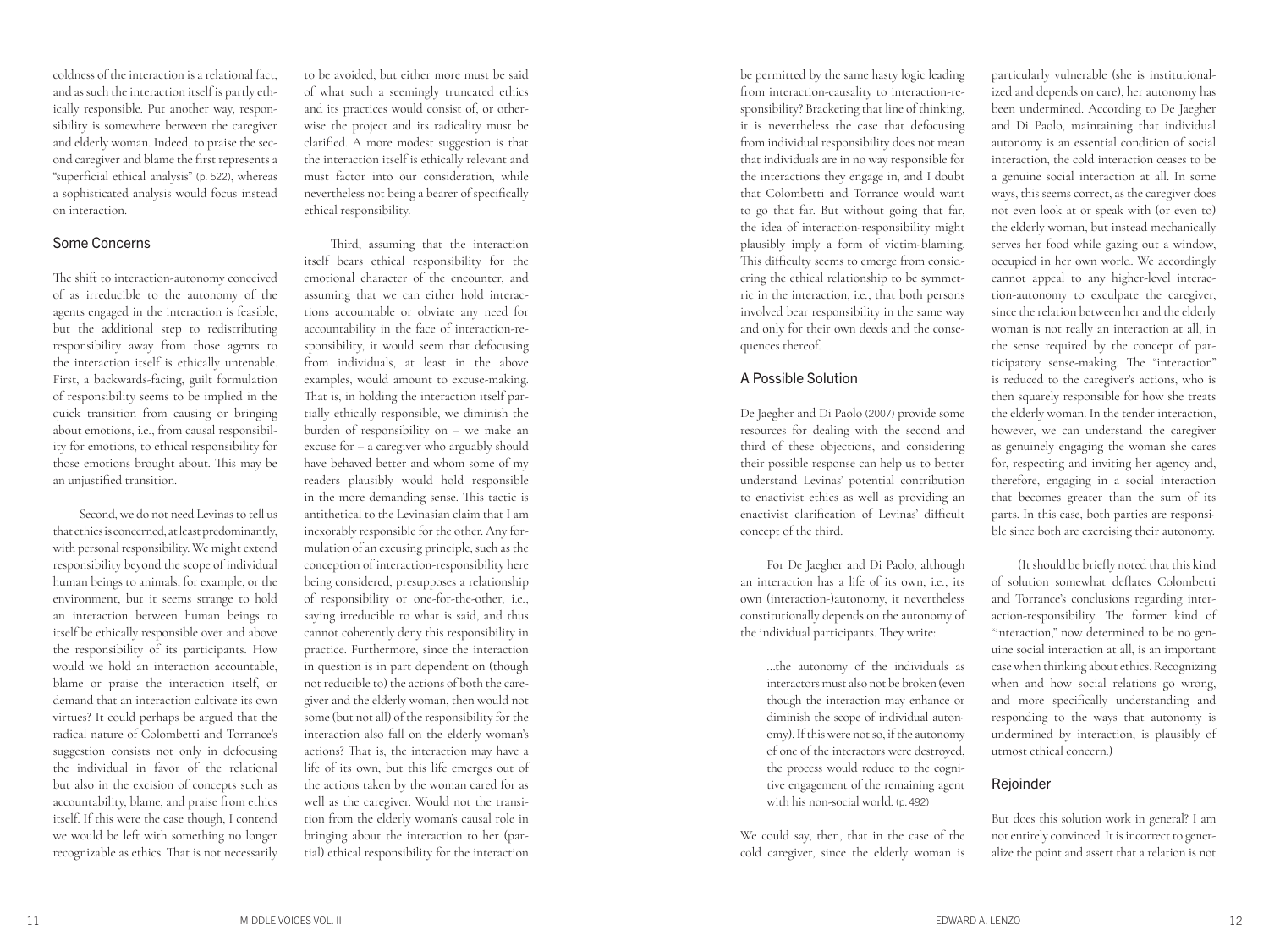coldness of the interaction is a relational fact, and as such the interaction itself is partly ethically responsible. Put another way, responsibility is somewhere between the caregiver and elderly woman. Indeed, to praise the second caregiver and blame the first represents a "superficial ethical analysis" (p. 522), whereas a sophisticated analysis would focus instead on interaction.

## Some Concerns

The shift to interaction-autonomy conceived of as irreducible to the autonomy of the agents engaged in the interaction is feasible, but the additional step to redistributing responsibility away from those agents to the interaction itself is ethically untenable. First, a backwards-facing, guilt formulation of responsibility seems to be implied in the quick transition from causing or bringing about emotions, i.e., from causal responsibility for emotions, to ethical responsibility for those emotions brought about. This may be an unjustified transition.

Second, we do not need Levinas to tell us that ethics is concerned, at least predominantly, with personal responsibility. We might extend responsibility beyond the scope of individual human beings to animals, for example, or the environment, but it seems strange to hold an interaction between human beings to itself be ethically responsible over and above the responsibility of its participants. How would we hold an interaction accountable, blame or praise the interaction itself, or demand that an interaction cultivate its own virtues? It could perhaps be argued that the radical nature of Colombetti and Torrance's suggestion consists not only in defocusing the individual in favor of the relational but also in the excision of concepts such as accountability, blame, and praise from ethics itself. If this were the case though, I contend we would be left with something no longer recognizable as ethics. That is not necessarily to be avoided, but either more must be said of what such a seemingly truncated ethics and its practices would consist of, or otherwise the project and its radicality must be clarified. A more modest suggestion is that the interaction itself is ethically relevant and must factor into our consideration, while nevertheless not being a bearer of specifically ethical responsibility.

Third, assuming that the interaction itself bears ethical responsibility for the emotional character of the encounter, and assuming that we can either hold interactions accountable or obviate any need for accountability in the face of interaction-responsibility, it would seem that defocusing from individuals, at least in the above examples, would amount to excuse-making. That is, in holding the interaction itself partially ethically responsible, we diminish the burden of responsibility on – we make an excuse for – a caregiver who arguably should have behaved better and whom some of my readers plausibly would hold responsible in the more demanding sense. This tactic is antithetical to the Levinasian claim that I am inexorably responsible for the other. Any formulation of an excusing principle, such as the conception of interaction-responsibility here being considered, presupposes a relationship of responsibility or one-for-the-other, i.e., saying irreducible to what is said, and thus cannot coherently deny this responsibility in practice. Furthermore, since the interaction in question is in part dependent on (though not reducible to) the actions of both the caregiver and the elderly woman, then would not some (but not all) of the responsibility for the interaction also fall on the elderly woman's actions? That is, the interaction may have a life of its own, but this life emerges out of the actions taken by the woman cared for as well as the caregiver. Would not the transition from the elderly woman's causal role in bringing about the interaction to her (partial) ethical responsibility for the interaction be permitted by the same hasty logic leading from interaction-causality to interaction-responsibility? Bracketing that line of thinking, it is nevertheless the case that defocusing from individual responsibility does not mean that individuals are in no way responsible for the interactions they engage in, and I doubt that Colombetti and Torrance would want to go that far. But without going that far, the idea of interaction-responsibility might plausibly imply a form of victim-blaming. This difficulty seems to emerge from considering the ethical relationship to be symmetric in the interaction, i.e., that both persons involved bear responsibility in the same way and only for their own deeds and the consequences thereof.

## A Possible Solution

De Jaegher and Di Paolo (2007) provide some resources for dealing with the second and third of these objections, and considering their possible response can help us to better understand Levinas' potential contribution to enactivist ethics as well as providing an enactivist clarification of Levinas' difficult concept of the third.

For De Jaegher and Di Paolo, although an interaction has a life of its own, i.e., its own (interaction-)autonomy, it nevertheless constitutionally depends on the autonomy of the individual participants. They write:

> ...the autonomy of the individuals as interactors must also not be broken (even though the interaction may enhance or diminish the scope of individual autonomy). If this were not so, if the autonomy of one of the interactors were destroyed, the process would reduce to the cognitive engagement of the remaining agent with his non-social world. (p. 492)

We could say, then, that in the case of the cold caregiver, since the elderly woman is particularly vulnerable (she is institutionalized and depends on care), her autonomy has been undermined. According to De Jaegher and Di Paolo, maintaining that individual autonomy is an essential condition of social interaction, the cold interaction ceases to be a genuine social interaction at all. In some ways, this seems correct, as the caregiver does not even look at or speak with (or even to) the elderly woman, but instead mechanically serves her food while gazing out a window, occupied in her own world. We accordingly cannot appeal to any higher-level interaction-autonomy to exculpate the caregiver, since the relation between her and the elderly woman is not really an interaction at all, in the sense required by the concept of participatory sense-making. The "interaction" is reduced to the caregiver's actions, who is then squarely responsible for how she treats the elderly woman. In the tender interaction, however, we can understand the caregiver as genuinely engaging the woman she cares for, respecting and inviting her agency and, therefore, engaging in a social interaction that becomes greater than the sum of its parts. In this case, both parties are responsible since both are exercising their autonomy.

(It should be briefly noted that this kind of solution somewhat deflates Colombetti and Torrance's conclusions regarding interaction-responsibility. The former kind of "interaction," now determined to be no genuine social interaction at all, is an important case when thinking about ethics. Recognizing when and how social relations go wrong, and more specifically understanding and responding to the ways that autonomy is undermined by interaction, is plausibly of utmost ethical concern.)

## Rejoinder

But does this solution work in general? I am not entirely convinced. It is incorrect to generalize the point and assert that a relation is not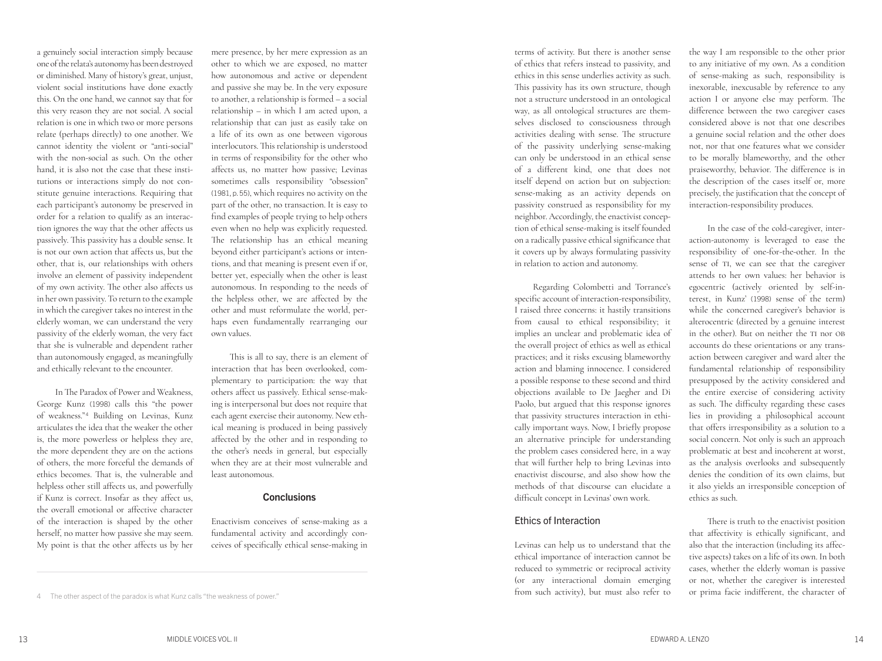a genuinely social interaction simply because one of the relata's autonomy has been destroyed or diminished. Many of history's great, unjust, violent social institutions have done exactly this. On the one hand, we cannot say that for this very reason they are not social. A social relation is one in which two or more persons relate (perhaps directly) to one another. We cannot identity the violent or "anti-social" with the non-social as such. On the other hand, it is also not the case that these institutions or interactions simply do not constitute genuine interactions. Requiring that each participant's autonomy be preserved in order for a relation to qualify as an interaction ignores the way that the other affects us passively. This passivity has a double sense. It is not our own action that affects us, but the other, that is, our relationships with others involve an element of passivity independent of my own activity. The other also affects us in her own passivity. To return to the example in which the caregiver takes no interest in the elderly woman, we can understand the very passivity of the elderly woman, the very fact that she is vulnerable and dependent rather than autonomously engaged, as meaningfully and ethically relevant to the encounter.

In The Paradox of Power and Weakness, George Kunz (1998) calls this "the power of weakness."[4] Building on Levinas, Kunz articulates the idea that the weaker the other is, the more powerless or helpless they are, the more dependent they are on the actions of others, the more forceful the demands of ethics becomes. That is, the vulnerable and helpless other still affects us, and powerfully if Kunz is correct. Insofar as they affect us, the overall emotional or affective character of the interaction is shaped by the other herself, no matter how passive she may seem. My point is that the other affects us by her mere presence, by her mere expression as an other to which we are exposed, no matter how autonomous and active or dependent and passive she may be. In the very exposure to another, a relationship is formed – a social relationship – in which I am acted upon, a relationship that can just as easily take on a life of its own as one between vigorous interlocutors. This relationship is understood in terms of responsibility for the other who affects us, no matter how passive; Levinas sometimes calls responsibility "obsession" (1981, p. 55), which requires no activity on the part of the other, no transaction. It is easy to find examples of people trying to help others even when no help was explicitly requested. The relationship has an ethical meaning beyond either participant's actions or intentions, and that meaning is present even if or, better yet, especially when the other is least autonomous. In responding to the needs of the helpless other, we are affected by the other and must reformulate the world, perhaps even fundamentally rearranging our own values.

This is all to say, there is an element of interaction that has been overlooked, complementary to participation: the way that others affect us passively. Ethical sense-making is interpersonal but does not require that each agent exercise their autonomy. New ethical meaning is produced in being passively affected by the other and in responding to the other's needs in general, but especially when they are at their most vulnerable and least autonomous.

## Conclusions

Enactivism conceives of sense-making as a fundamental activity and accordingly conceives of specifically ethical sense-making in terms of activity. But there is another sense of ethics that refers instead to passivity, and ethics in this sense underlies activity as such. This passivity has its own structure, though not a structure understood in an ontological way, as all ontological structures are themselves disclosed to consciousness through activities dealing with sense. The structure of the passivity underlying sense-making can only be understood in an ethical sense of a different kind, one that does not itself depend on action but on subjection: sense-making as an activity depends on passivity construed as responsibility for my neighbor. Accordingly, the enactivist conception of ethical sense-making is itself founded on a radically passive ethical significance that it covers up by always formulating passivity in relation to action and autonomy.

Regarding Colombetti and Torrance's specific account of interaction-responsibility, I raised three concerns: it hastily transitions from causal to ethical responsibility; it implies an unclear and problematic idea of the overall project of ethics as well as ethical practices; and it risks excusing blameworthy action and blaming innocence. I considered a possible response to these second and third objections available to De Jaegher and Di Paolo, but argued that this response ignores that passivity structures interaction in ethically important ways. Now, I briefly propose an alternative principle for understanding the problem cases considered here, in a way that will further help to bring Levinas into enactivist discourse, and also show how the methods of that discourse can elucidate a difficult concept in Levinas' own work.

### Ethics of Interaction

Levinas can help us to understand that the ethical importance of interaction cannot be reduced to symmetric or reciprocal activity (or any interactional domain emerging from such activity), but must also refer to the way I am responsible to the other prior to any initiative of my own. As a condition of sense-making as such, responsibility is inexorable, inexcusable by reference to any action I or anyone else may perform. The difference between the two caregiver cases considered above is not that one describes a genuine social relation and the other does not, nor that one features what we consider to be morally blameworthy, and the other praiseworthy, behavior. The difference is in the description of the cases itself or, more precisely, the justification that the concept of interaction-responsibility produces.

In the case of the cold-caregiver, interaction-autonomy is leveraged to ease the responsibility of one-for-the-other. In the sense of TI, we can see that the caregiver attends to her own values: her behavior is egocentric (actively oriented by self-interest, in Kunz' (1998) sense of the term) while the concerned caregiver's behavior is altercentric (directed by a genuine interest in the other). But on neither the TI nor OB accounts do these orientations or any transaction between caregiver and ward alter the fundamental relationship of responsibility presupposed by the activity considered and the entire exercise of considering activity as such. The difficulty regarding these cases lies in providing a philosophical account that offers irresponsibility as a solution to a social concern. Not only is such an approach problematic at best and incoherent at worst, as the analysis overlooks and subsequently denies the condition of its own claims, but it also yields an irresponsible conception of ethics as such.

There is truth to the enactivist position that affectivity is ethically significant, and also that the interaction (including its affective aspects) takes on a life of its own. In both cases, whether the elderly woman is passive or not, whether the caregiver is interested or prima facie indifferent, the character of

[4] The other aspect of the paradox is what Kunz calls "the weakness of power."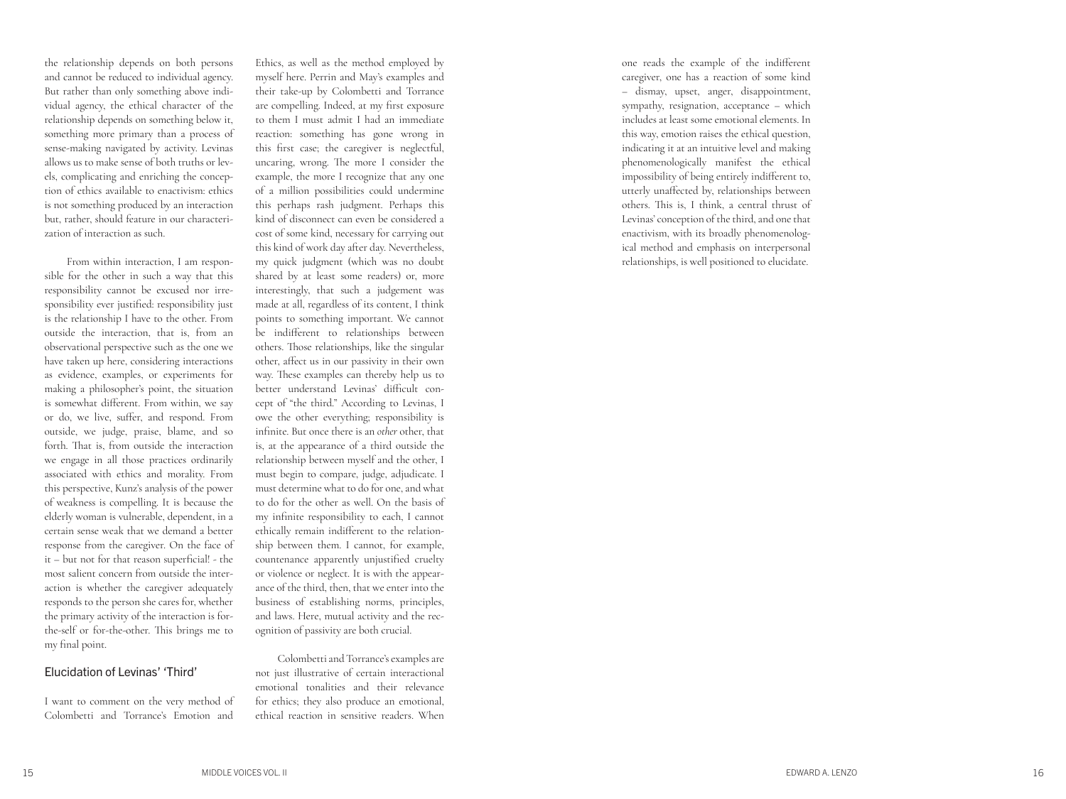the relationship depends on both persons and cannot be reduced to individual agency. But rather than only something above individual agency, the ethical character of the relationship depends on something below it, something more primary than a process of sense-making navigated by activity. Levinas allows us to make sense of both truths or levels, complicating and enriching the conception of ethics available to enactivism: ethics is not something produced by an interaction but, rather, should feature in our characterization of interaction as such.

From within interaction, I am responsible for the other in such a way that this responsibility cannot be excused nor irresponsibility ever justified: responsibility just is the relationship I have to the other. From outside the interaction, that is, from an observational perspective such as the one we have taken up here, considering interactions as evidence, examples, or experiments for making a philosopher's point, the situation is somewhat different. From within, we say or do, we live, suffer, and respond. From outside, we judge, praise, blame, and so forth. That is, from outside the interaction we engage in all those practices ordinarily associated with ethics and morality. From this perspective, Kunz's analysis of the power of weakness is compelling. It is because the elderly woman is vulnerable, dependent, in a certain sense weak that we demand a better response from the caregiver. On the face of it – but not for that reason superficial! - the most salient concern from outside the interaction is whether the caregiver adequately responds to the person she cares for, whether the primary activity of the interaction is for-the-self or for-the-other. This brings me to my final point.

## Elucidation of Levinas' 'Third'

I want to comment on the very method of Colombetti and Torrance's Emotion and Ethics, as well as the method employed by myself here. Perrin and May's examples and their take-up by Colombetti and Torrance are compelling. Indeed, at my first exposure to them I must admit I had an immediate reaction: something has gone wrong in this first case; the caregiver is neglectful, uncaring, wrong. The more I consider the example, the more I recognize that any one of a million possibilities could undermine this perhaps rash judgment. Perhaps this kind of disconnect can even be considered a cost of some kind, necessary for carrying out this kind of work day after day. Nevertheless, my quick judgment (which was no doubt shared by at least some readers) or, more interestingly, that such a judgement was made at all, regardless of its content, I think points to something important. We cannot be indifferent to relationships between others. Those relationships, like the singular other, affect us in our passivity in their own way. These examples can thereby help us to better understand Levinas' difficult concept of "the third." According to Levinas, I owe the other everything; responsibility is infinite. But once there is an *other* other, that is, at the appearance of a third outside the relationship between myself and the other, I must begin to compare, judge, adjudicate. I must determine what to do for one, and what to do for the other as well. On the basis of my infinite responsibility to each, I cannot ethically remain indifferent to the relationship between them. I cannot, for example, countenance apparently unjustified cruelty or violence or neglect. It is with the appearance of the third, then, that we enter into the business of establishing norms, principles, and laws. Here, mutual activity and the recognition of passivity are both crucial.

Colombetti and Torrance's examples are not just illustrative of certain interactional emotional tonalities and their relevance for ethics; they also produce an emotional, ethical reaction in sensitive readers. When one reads the example of the indifferent caregiver, one has a reaction of some kind – dismay, upset, anger, disappointment, sympathy, resignation, acceptance – which includes at least some emotional elements. In this way, emotion raises the ethical question, indicating it at an intuitive level and making phenomenologically manifest the ethical impossibility of being entirely indifferent to, utterly unaffected by, relationships between others. This is, I think, a central thrust of Levinas' conception of the third, and one that enactivism, with its broadly phenomenological method and emphasis on interpersonal relationships, is well positioned to elucidate.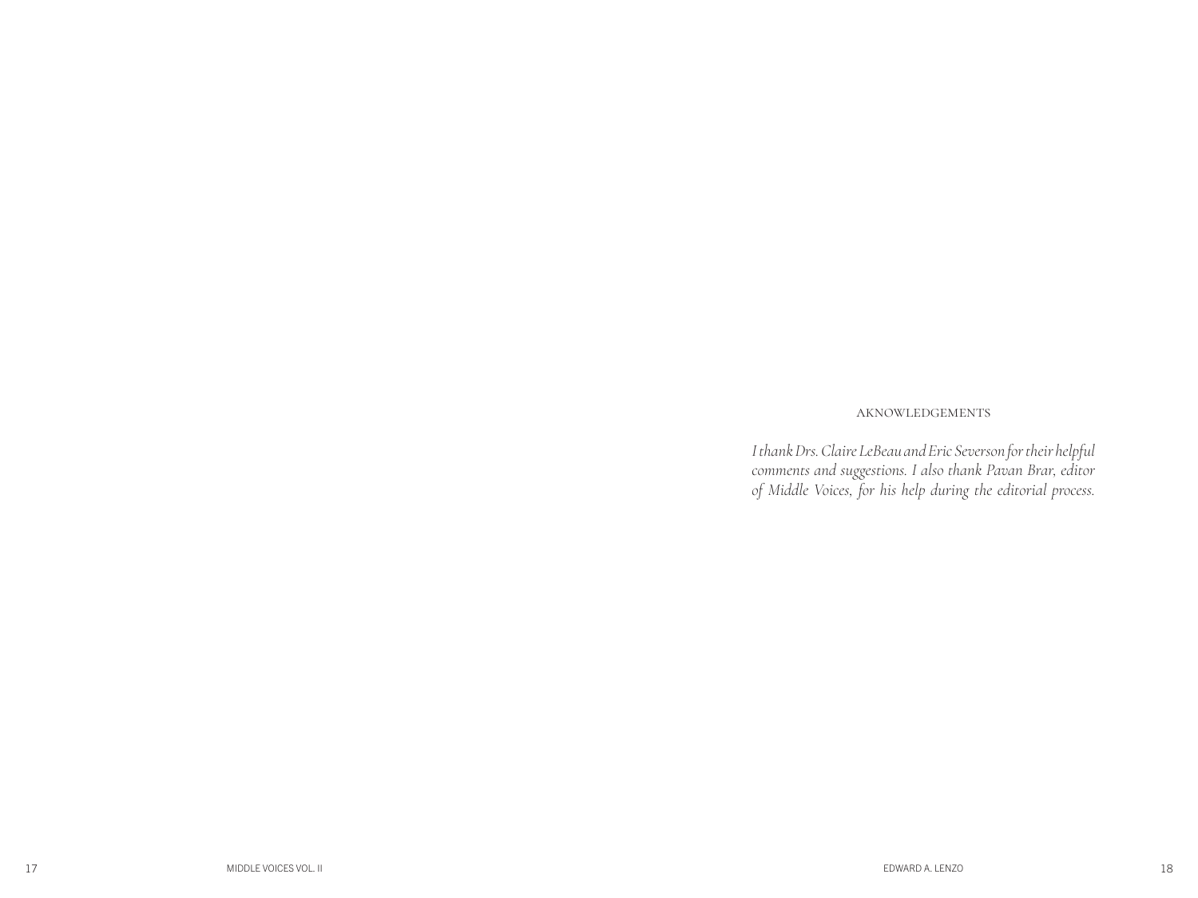## AKNOWLEDGEMENTS

*I thank Drs. Claire LeBeau and Eric Severson for their helpful comments and suggestions. I also thank Pavan Brar, editor of Middle Voices, for his help during the editorial process.*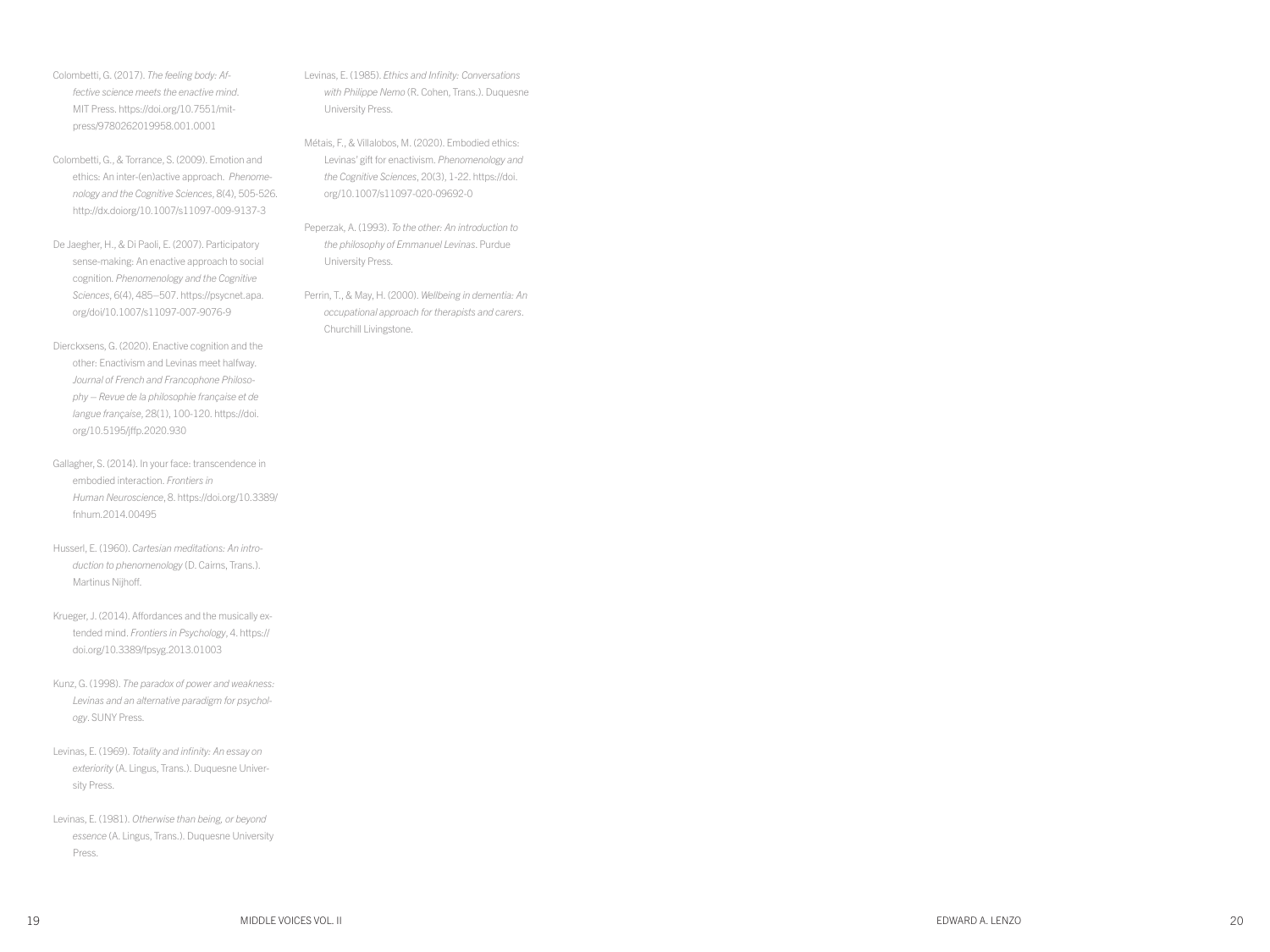Colombetti, G. (2017). *The feeling body: Affective science meets the enactive mind*. MIT Press. https://doi.org/10.7551/mitpress/9780262019958.001.0001

Colombetti, G., & Torrance, S. (2009). Emotion and ethics: An inter-(en)active approach. *Phenomenology and the Cognitive Sciences*, 8(4), 505-526. http://dx.doiorg/10.1007/s11097-009-9137-3

De Jaegher, H., & Di Paoli, E. (2007). Participatory sense-making: An enactive approach to social cognition. *Phenomenology and the Cognitive Sciences*, 6(4), 485–507. https://psycnet.apa.org/doi/10.1007/s11097-007-9076-9

Dierckxsens, G. (2020). Enactive cognition and the other: Enactivism and Levinas meet halfway. *Journal of French and Francophone Philosophy – Revue de la philosophie française et de langue française*, 28(1), 100-120. https://doi.org/10.5195/jffp.2020.930

Gallagher, S. (2014). In your face: transcendence in embodied interaction. *Frontiers in Human Neuroscience*, 8. https://doi.org/10.3389/fnhum.2014.00495

Husserl, E. (1960). *Cartesian meditations: An introduction to phenomenology* (D. Cairns, Trans.). Martinus Nijhoff.

Krueger, J. (2014). Affordances and the musically extended mind. *Frontiers in Psychology*, 4. https://doi.org/10.3389/fpsyg.2013.01003

Kunz, G. (1998). *The paradox of power and weakness: Levinas and an alternative paradigm for psychology*. SUNY Press.

Levinas, E. (1969). *Totality and infinity: An essay on exteriority* (A. Lingus, Trans.). Duquesne University Press.

Levinas, E. (1981). *Otherwise than being, or beyond essence* (A. Lingus, Trans.). Duquesne University Press.

Levinas, E. (1985). *Ethics and Infinity: Conversations with Philippe Nemo* (R. Cohen, Trans.). Duquesne University Press.

Métais, F., & Villalobos, M. (2020). Embodied ethics: Levinas' gift for enactivism. *Phenomenology and the Cognitive Sciences*, 20(3), 1-22. https://doi.org/10.1007/s11097-020-09692-0

Peperzak, A. (1993). *To the other: An introduction to the philosophy of Emmanuel Levinas*. Purdue University Press.

Perrin, T., & May, H. (2000). *Wellbeing in dementia: An occupational approach for therapists and carers*. Churchill Livingstone.